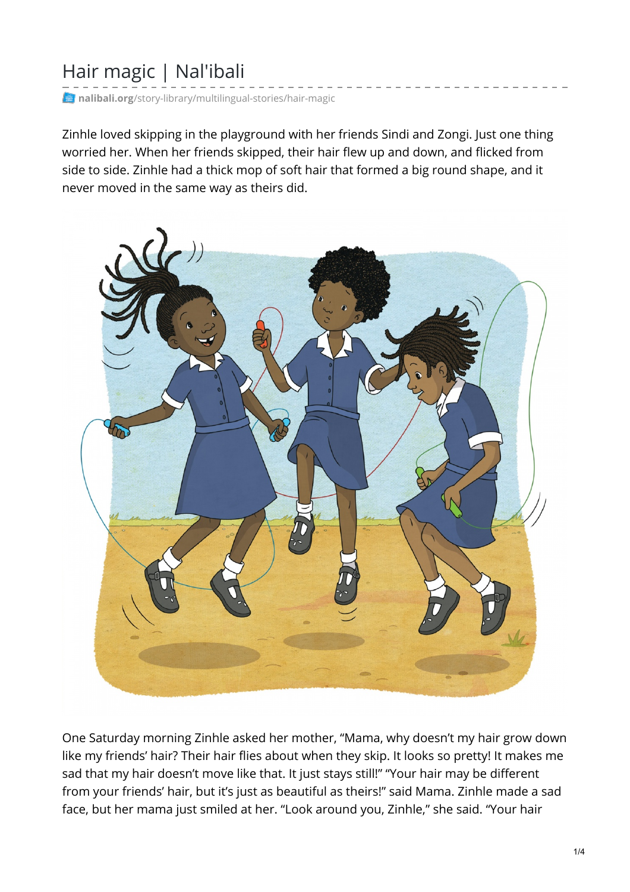# Hair magic | Nal'ibali

nalibali.org/story-library/multilingual-stories/hair-magic

Zinhle loved skipping in the playground with her friends Sindi and Zongi. Just one thing worried her. When her friends skipped, their hair flew up and down, and flicked from side to side. Zinhle had a thick mop of soft hair that formed a big round shape, and it never moved in the same way as theirs did.

One Saturday morning Zinhle asked her mother, "Mama, why doesn't my hair grow down like my friends' hair? Their hair flies about when they skip. It looks so pretty! It makes me sad that my hair doesn't move like that. It just stays still!" "Your hair may be different from your friends' hair, but it's just as beautiful as theirs!" said Mama. Zinhle made a sad face, but her mama just smiled at her. "Look around you, Zinhle," she said. "Your hair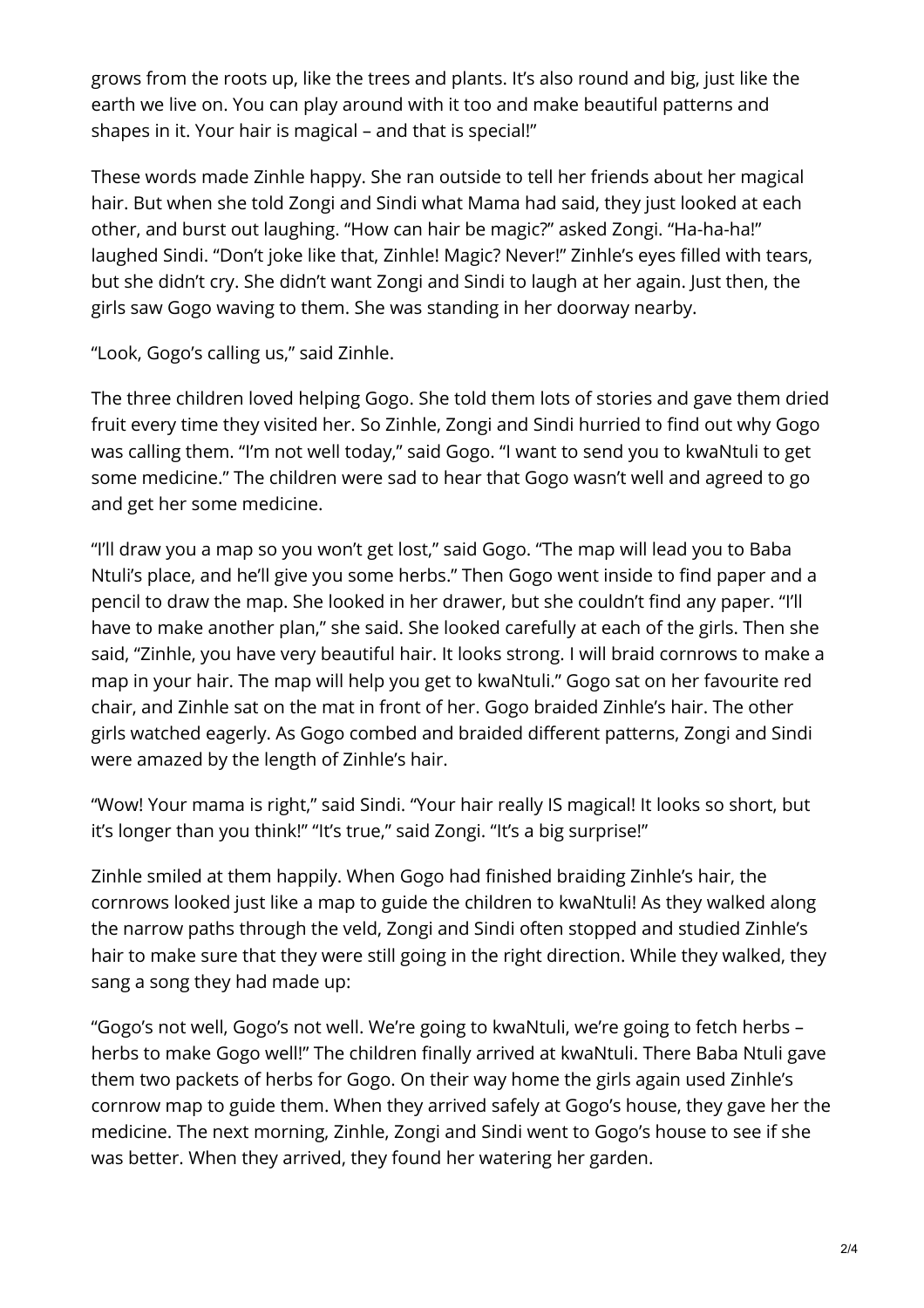grows from the roots up, like the trees and plants. It's also round and big, just like the earth we live on. You can play around with it too and make beautiful patterns and shapes in it. Your hair is magical – and that is special!"

These words made Zinhle happy. She ran outside to tell her friends about her magical hair. But when she told Zongi and Sindi what Mama had said, they just looked at each other, and burst out laughing. "How can hair be magic?" asked Zongi. "Ha-ha-ha!" laughed Sindi. "Don't joke like that, Zinhle! Magic? Never!" Zinhle's eyes filled with tears, but she didn't cry. She didn't want Zongi and Sindi to laugh at her again. Just then, the girls saw Gogo waving to them. She was standing in her doorway nearby.

"Look, Gogo's calling us," said Zinhle.

The three children loved helping Gogo. She told them lots of stories and gave them dried fruit every time they visited her. So Zinhle, Zongi and Sindi hurried to find out why Gogo was calling them. "I'm not well today," said Gogo. "I want to send you to kwaNtuli to get some medicine." The children were sad to hear that Gogo wasn't well and agreed to go and get her some medicine.

"I'll draw you a map so you won't get lost," said Gogo. "The map will lead you to Baba Ntuli's place, and he'll give you some herbs." Then Gogo went inside to find paper and a pencil to draw the map. She looked in her drawer, but she couldn't find any paper. "I'll have to make another plan," she said. She looked carefully at each of the girls. Then she said, "Zinhle, you have very beautiful hair. It looks strong. I will braid cornrows to make a map in your hair. The map will help you get to kwaNtuli." Gogo sat on her favourite red chair, and Zinhle sat on the mat in front of her. Gogo braided Zinhle's hair. The other girls watched eagerly. As Gogo combed and braided different patterns, Zongi and Sindi were amazed by the length of Zinhle's hair.

"Wow! Your mama is right," said Sindi. "Your hair really IS magical! It looks so short, but it's longer than you think!" "It's true," said Zongi. "It's a big surprise!"

Zinhle smiled at them happily. When Gogo had finished braiding Zinhle's hair, the cornrows looked just like a map to guide the children to kwaNtuli! As they walked along the narrow paths through the veld, Zongi and Sindi often stopped and studied Zinhle's hair to make sure that they were still going in the right direction. While they walked, they sang a song they had made up:

"Gogo's not well, Gogo's not well. We're going to kwaNtuli, we're going to fetch herbs – herbs to make Gogo well!" The children finally arrived at kwaNtuli. There Baba Ntuli gave them two packets of herbs for Gogo. On their way home the girls again used Zinhle's cornrow map to guide them. When they arrived safely at Gogo's house, they gave her the medicine. The next morning, Zinhle, Zongi and Sindi went to Gogo's house to see if she was better. When they arrived, they found her watering her garden.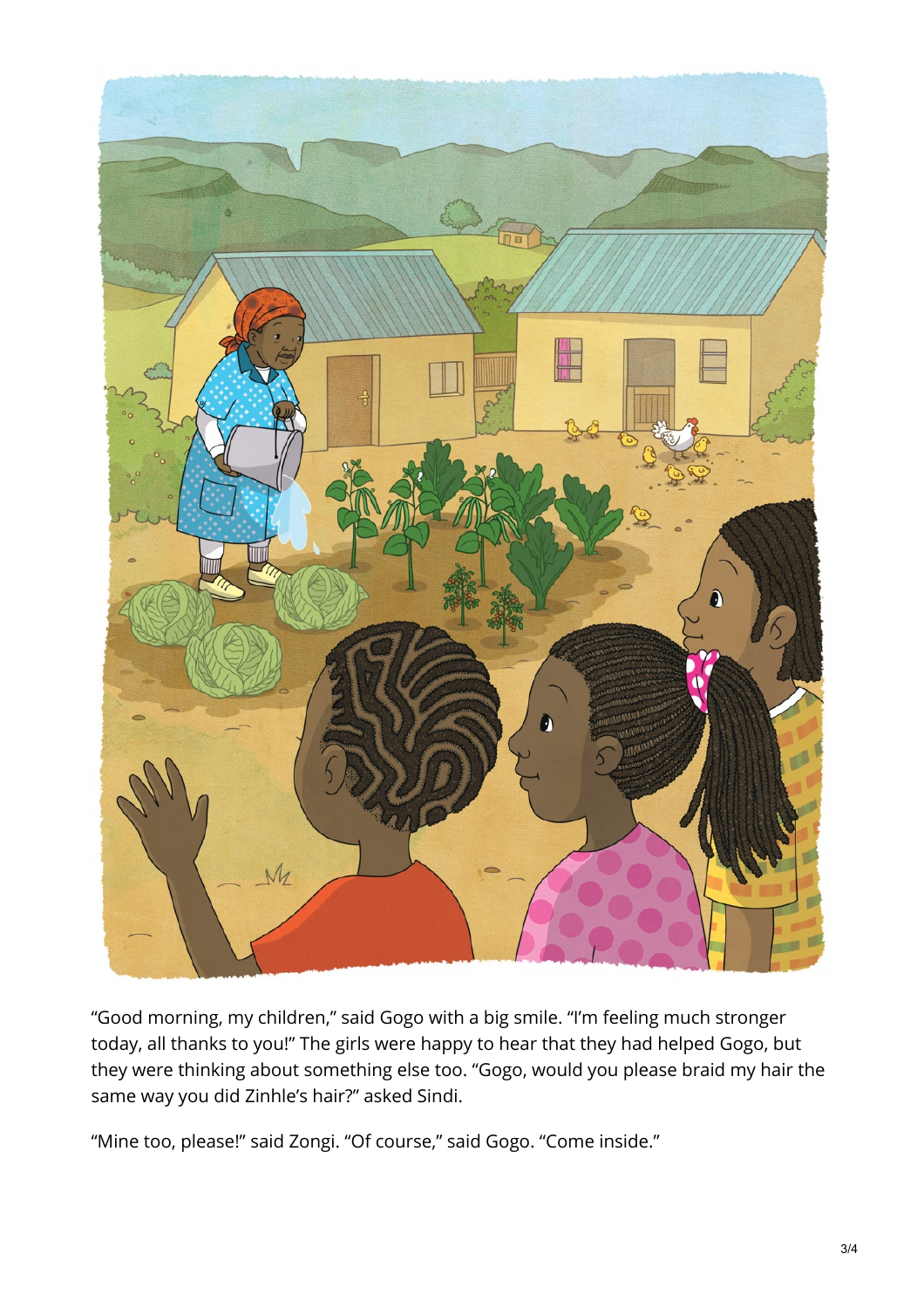"Good morning, my children," said Gogo with a big smile. "I'm feeling much stronger today, all thanks to you!" The girls were happy to hear that they had helped Gogo, but they were thinking about something else too. "Gogo, would you please braid my hair the same way you did Zinhle's hair?" asked Sindi.

"Mine too, please!" said Zongi. "Of course," said Gogo. "Come inside."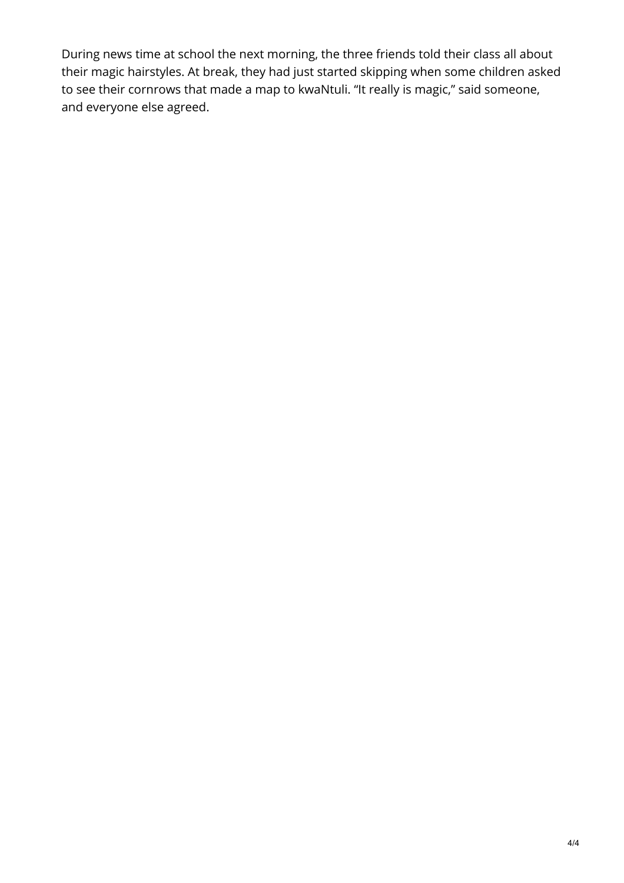During news time at school the next morning, the three friends told their class all about their magic hairstyles. At break, they had just started skipping when some children asked to see their cornrows that made a map to kwaNtuli. “It really is magic,” said someone, and everyone else agreed.